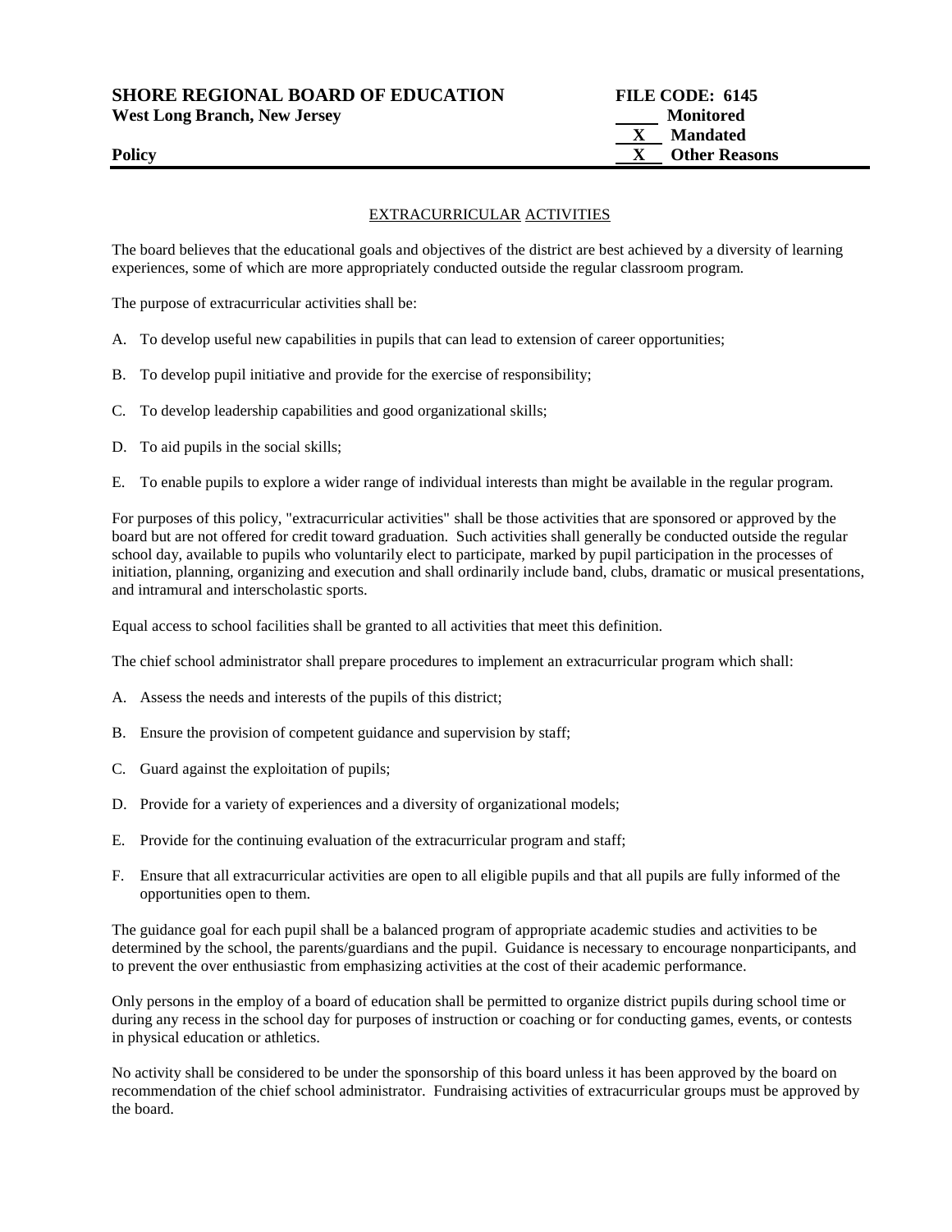**SHORE REGIONAL BOARD OF EDUCATION**
**West Long Branch, New Jersey**

**Policy**

**FILE CODE: 6145**
_____ **Monitored**
__X__ **Mandated**
__X__ **Other Reasons**

EXTRACURRICULAR ACTIVITIES

The board believes that the educational goals and objectives of the district are best achieved by a diversity of learning experiences, some of which are more appropriately conducted outside the regular classroom program.

The purpose of extracurricular activities shall be:

A. To develop useful new capabilities in pupils that can lead to extension of career opportunities;

B. To develop pupil initiative and provide for the exercise of responsibility;

C. To develop leadership capabilities and good organizational skills;

D. To aid pupils in the social skills;

E. To enable pupils to explore a wider range of individual interests than might be available in the regular program.

For purposes of this policy, "extracurricular activities" shall be those activities that are sponsored or approved by the board but are not offered for credit toward graduation. Such activities shall generally be conducted outside the regular school day, available to pupils who voluntarily elect to participate, marked by pupil participation in the processes of initiation, planning, organizing and execution and shall ordinarily include band, clubs, dramatic or musical presentations, and intramural and interscholastic sports.

Equal access to school facilities shall be granted to all activities that meet this definition.

The chief school administrator shall prepare procedures to implement an extracurricular program which shall:

A. Assess the needs and interests of the pupils of this district;

B. Ensure the provision of competent guidance and supervision by staff;

C. Guard against the exploitation of pupils;

D. Provide for a variety of experiences and a diversity of organizational models;

E. Provide for the continuing evaluation of the extracurricular program and staff;

F. Ensure that all extracurricular activities are open to all eligible pupils and that all pupils are fully informed of the opportunities open to them.

The guidance goal for each pupil shall be a balanced program of appropriate academic studies and activities to be determined by the school, the parents/guardians and the pupil. Guidance is necessary to encourage nonparticipants, and to prevent the over enthusiastic from emphasizing activities at the cost of their academic performance.

Only persons in the employ of a board of education shall be permitted to organize district pupils during school time or during any recess in the school day for purposes of instruction or coaching or for conducting games, events, or contests in physical education or athletics.

No activity shall be considered to be under the sponsorship of this board unless it has been approved by the board on recommendation of the chief school administrator. Fundraising activities of extracurricular groups must be approved by the board.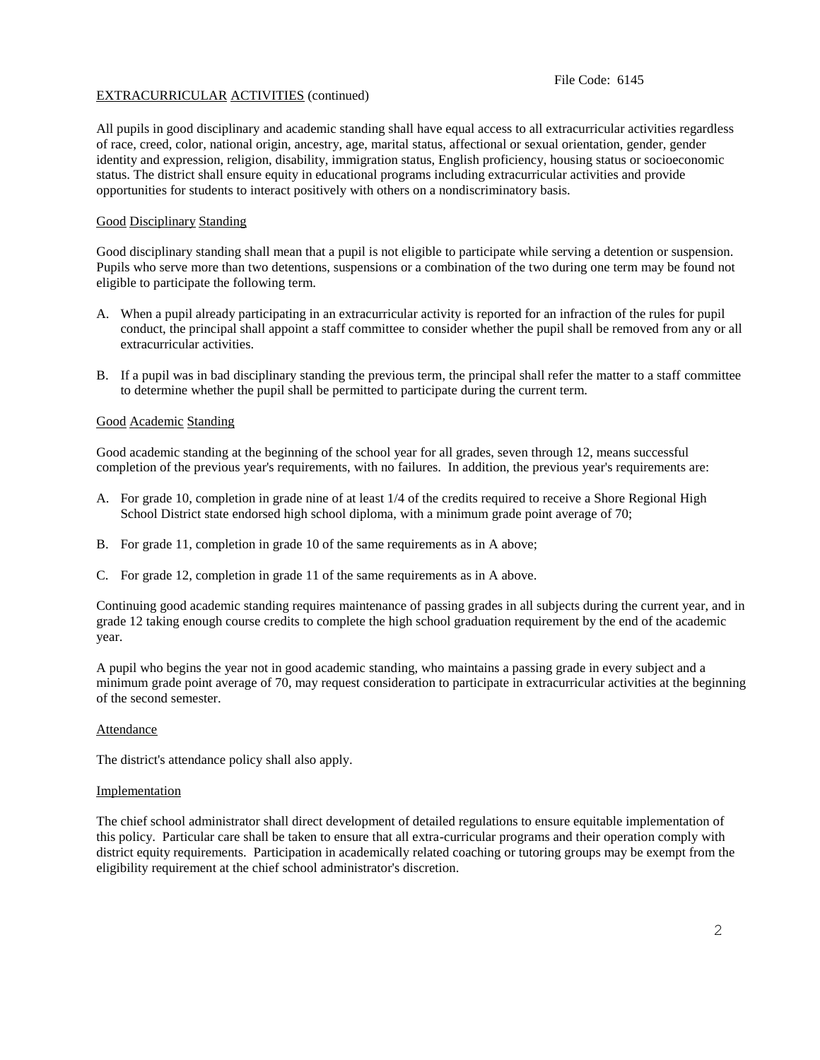EXTRACURRICULAR ACTIVITIES (continued)

All pupils in good disciplinary and academic standing shall have equal access to all extracurricular activities regardless of race, creed, color, national origin, ancestry, age, marital status, affectional or sexual orientation, gender, gender identity and expression, religion, disability, immigration status, English proficiency, housing status or socioeconomic status. The district shall ensure equity in educational programs including extracurricular activities and provide opportunities for students to interact positively with others on a nondiscriminatory basis.

## Good Disciplinary Standing

Good disciplinary standing shall mean that a pupil is not eligible to participate while serving a detention or suspension. Pupils who serve more than two detentions, suspensions or a combination of the two during one term may be found not eligible to participate the following term.

A. When a pupil already participating in an extracurricular activity is reported for an infraction of the rules for pupil conduct, the principal shall appoint a staff committee to consider whether the pupil shall be removed from any or all extracurricular activities.

B. If a pupil was in bad disciplinary standing the previous term, the principal shall refer the matter to a staff committee to determine whether the pupil shall be permitted to participate during the current term.

## Good Academic Standing

Good academic standing at the beginning of the school year for all grades, seven through 12, means successful completion of the previous year's requirements, with no failures. In addition, the previous year's requirements are:

A. For grade 10, completion in grade nine of at least 1/4 of the credits required to receive a Shore Regional High School District state endorsed high school diploma, with a minimum grade point average of 70;

B. For grade 11, completion in grade 10 of the same requirements as in A above;

C. For grade 12, completion in grade 11 of the same requirements as in A above.

Continuing good academic standing requires maintenance of passing grades in all subjects during the current year, and in grade 12 taking enough course credits to complete the high school graduation requirement by the end of the academic year.

A pupil who begins the year not in good academic standing, who maintains a passing grade in every subject and a minimum grade point average of 70, may request consideration to participate in extracurricular activities at the beginning of the second semester.

## Attendance

The district's attendance policy shall also apply.

## Implementation

The chief school administrator shall direct development of detailed regulations to ensure equitable implementation of this policy. Particular care shall be taken to ensure that all extra-curricular programs and their operation comply with district equity requirements. Participation in academically related coaching or tutoring groups may be exempt from the eligibility requirement at the chief school administrator's discretion.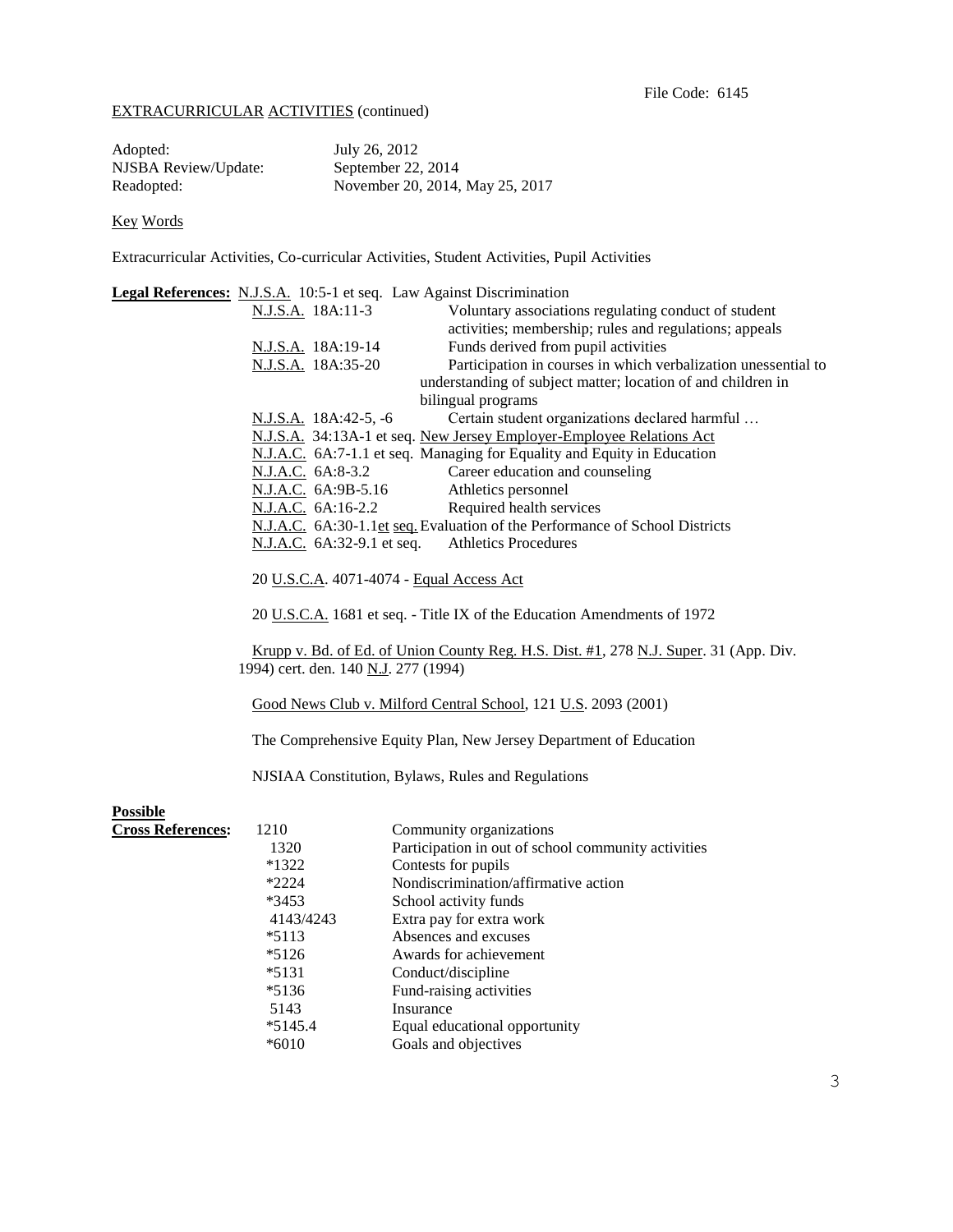File Code: 6145

EXTRACURRICULAR ACTIVITIES (continued)

Adopted: July 26, 2012
NJSBA Review/Update: September 22, 2014
Readopted: November 20, 2014, May 25, 2017

Key Words

Extracurricular Activities, Co-curricular Activities, Student Activities, Pupil Activities

**Legal References:** N.J.S.A. 10:5-1 et seq. Law Against Discrimination

| | |
|---|---|
| N.J.S.A. 18A:11-3 | Voluntary associations regulating conduct of student activities; membership; rules and regulations; appeals |
| N.J.S.A. 18A:19-14 | Funds derived from pupil activities |
| N.J.S.A. 18A:35-20 | Participation in courses in which verbalization unessential to understanding of subject matter; location of and children in bilingual programs |
| N.J.S.A. 18A:42-5, -6 | Certain student organizations declared harmful … |
| N.J.S.A. 34:13A-1 et seq. | New Jersey Employer-Employee Relations Act |
| N.J.A.C. 6A:7-1.1 et seq. | Managing for Equality and Equity in Education |
| N.J.A.C. 6A:8-3.2 | Career education and counseling |
| N.J.A.C. 6A:9B-5.16 | Athletics personnel |
| N.J.A.C. 6A:16-2.2 | Required health services |
| N.J.A.C. 6A:30-1.1et seq. | Evaluation of the Performance of School Districts |
| N.J.A.C. 6A:32-9.1 et seq. | Athletics Procedures |

20 U.S.C.A. 4071-4074 - Equal Access Act

20 U.S.C.A. 1681 et seq. - Title IX of the Education Amendments of 1972

Krupp v. Bd. of Ed. of Union County Reg. H.S. Dist. #1, 278 N.J. Super. 31 (App. Div. 1994) cert. den. 140 N.J. 277 (1994)

Good News Club v. Milford Central School, 121 U.S. 2093 (2001)

The Comprehensive Equity Plan, New Jersey Department of Education

NJSIAA Constitution, Bylaws, Rules and Regulations

**Possible Cross References:**

| | |
|---|---|
| 1210 | Community organizations |
| 1320 | Participation in out of school community activities |
| *1322 | Contests for pupils |
| *2224 | Nondiscrimination/affirmative action |
| *3453 | School activity funds |
| 4143/4243 | Extra pay for extra work |
| *5113 | Absences and excuses |
| *5126 | Awards for achievement |
| *5131 | Conduct/discipline |
| *5136 | Fund-raising activities |
| 5143 | Insurance |
| *5145.4 | Equal educational opportunity |
| *6010 | Goals and objectives |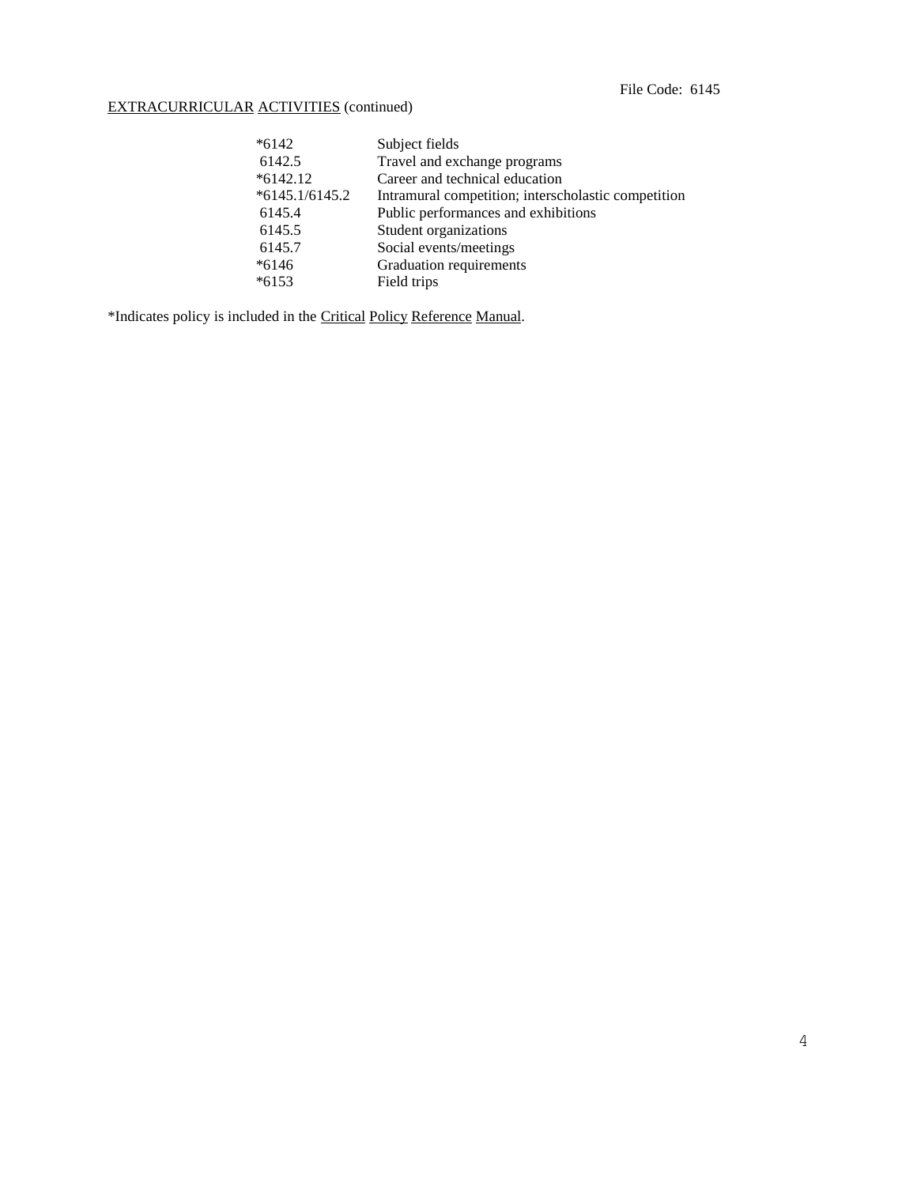File Code: 6145

EXTRACURRICULAR ACTIVITIES (continued)

| | |
|---|---|
| *6142 | Subject fields |
| 6142.5 | Travel and exchange programs |
| *6142.12 | Career and technical education |
| *6145.1/6145.2 | Intramural competition; interscholastic competition |
| 6145.4 | Public performances and exhibitions |
| 6145.5 | Student organizations |
| 6145.7 | Social events/meetings |
| *6146 | Graduation requirements |
| *6153 | Field trips |

*Indicates policy is included in the Critical Policy Reference Manual.